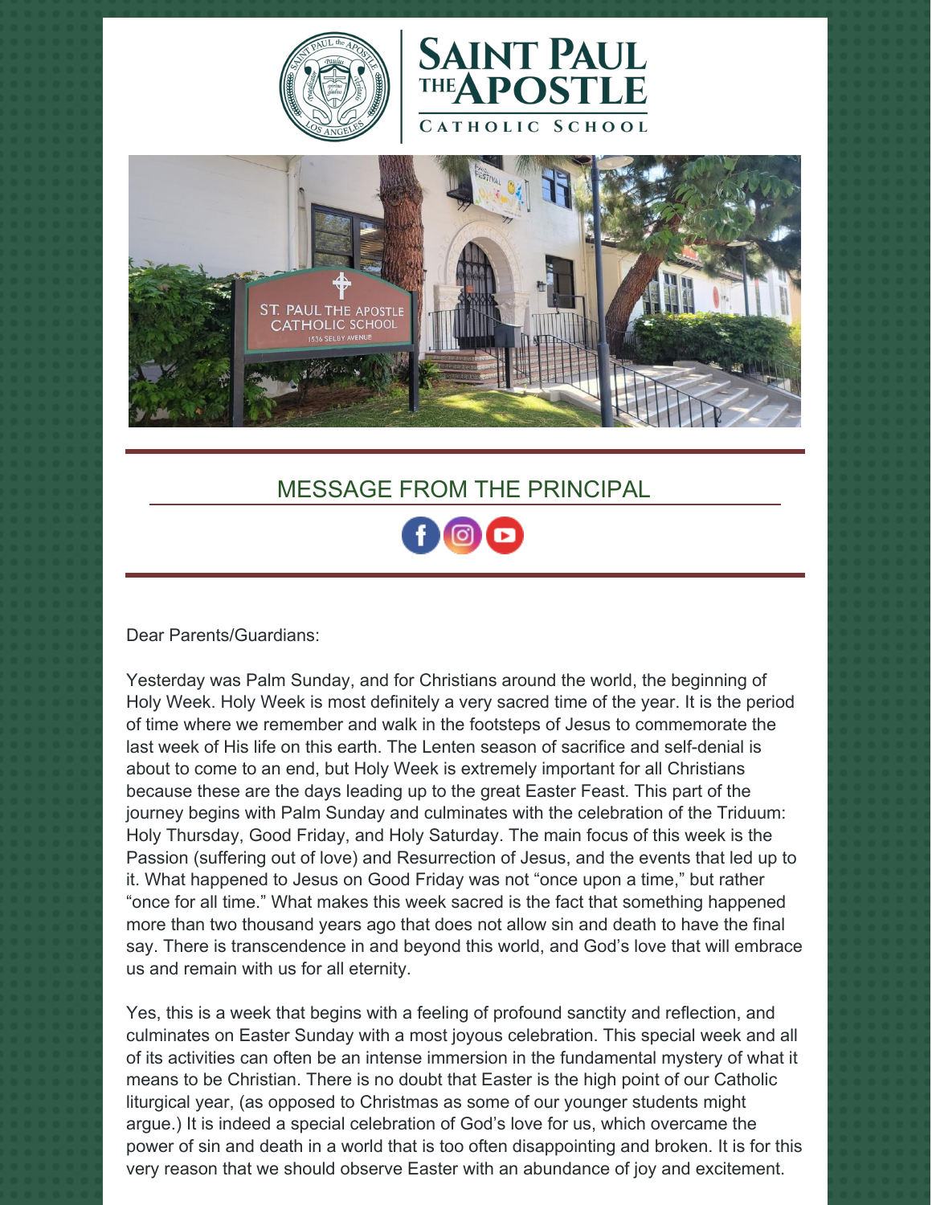# SAINT PAUL THE APOSTLE CATHOLIC SCHOOL

## MESSAGE FROM THE PRINCIPAL

Dear Parents/Guardians:

Yesterday was Palm Sunday, and for Christians around the world, the beginning of Holy Week. Holy Week is most definitely a very sacred time of the year. It is the period of time where we remember and walk in the footsteps of Jesus to commemorate the last week of His life on this earth. The Lenten season of sacrifice and self-denial is about to come to an end, but Holy Week is extremely important for all Christians because these are the days leading up to the great Easter Feast. This part of the journey begins with Palm Sunday and culminates with the celebration of the Triduum: Holy Thursday, Good Friday, and Holy Saturday. The main focus of this week is the Passion (suffering out of love) and Resurrection of Jesus, and the events that led up to it. What happened to Jesus on Good Friday was not "once upon a time," but rather "once for all time." What makes this week sacred is the fact that something happened more than two thousand years ago that does not allow sin and death to have the final say. There is transcendence in and beyond this world, and God's love that will embrace us and remain with us for all eternity.

Yes, this is a week that begins with a feeling of profound sanctity and reflection, and culminates on Easter Sunday with a most joyous celebration. This special week and all of its activities can often be an intense immersion in the fundamental mystery of what it means to be Christian. There is no doubt that Easter is the high point of our Catholic liturgical year, (as opposed to Christmas as some of our younger students might argue.) It is indeed a special celebration of God's love for us, which overcame the power of sin and death in a world that is too often disappointing and broken. It is for this very reason that we should observe Easter with an abundance of joy and excitement.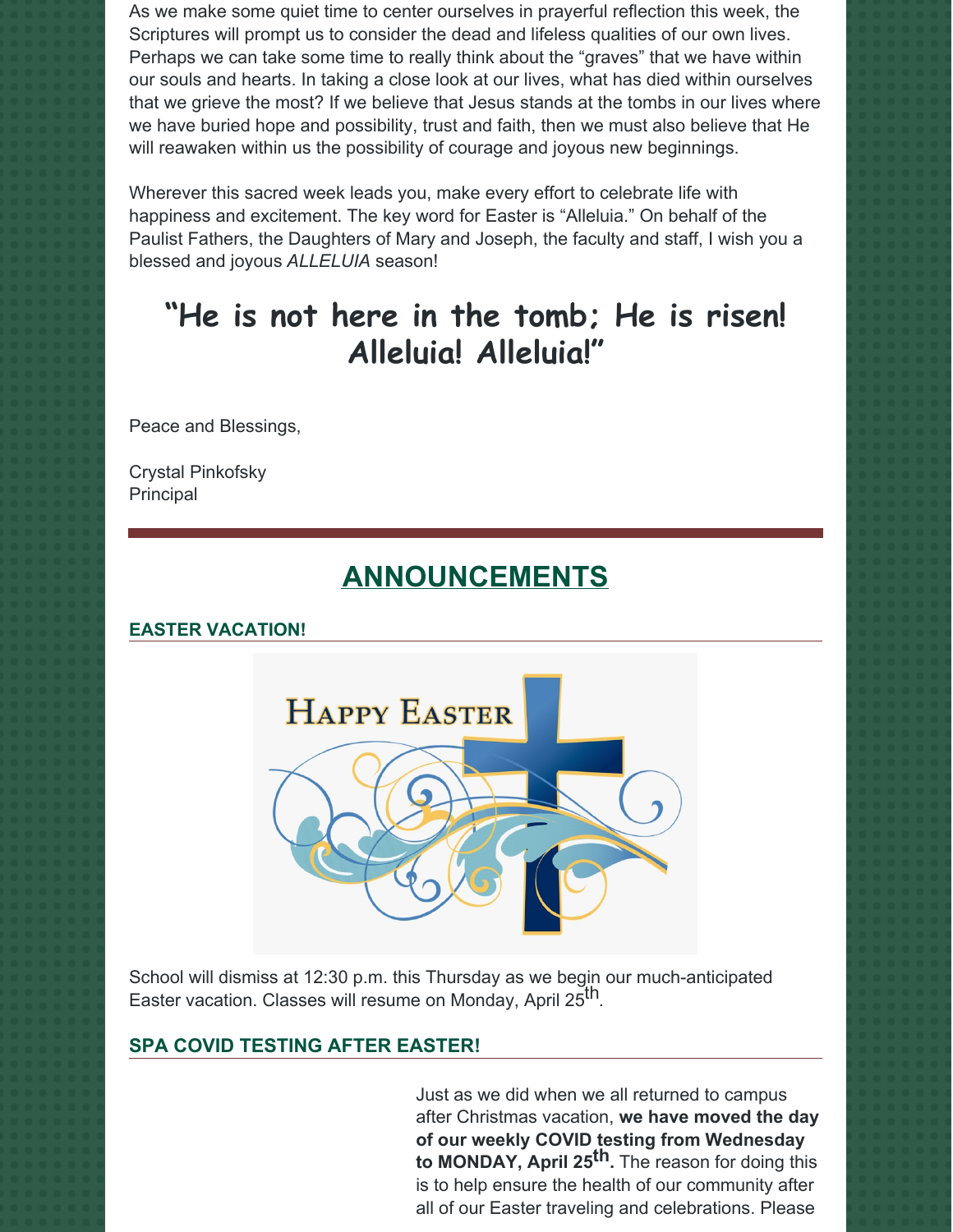As we make some quiet time to center ourselves in prayerful reflection this week, the Scriptures will prompt us to consider the dead and lifeless qualities of our own lives. Perhaps we can take some time to really think about the "graves" that we have within our souls and hearts. In taking a close look at our lives, what has died within ourselves that we grieve the most? If we believe that Jesus stands at the tombs in our lives where we have buried hope and possibility, trust and faith, then we must also believe that He will reawaken within us the possibility of courage and joyous new beginnings.

Wherever this sacred week leads you, make every effort to celebrate life with happiness and excitement. The key word for Easter is "Alleluia." On behalf of the Paulist Fathers, the Daughters of Mary and Joseph, the faculty and staff, I wish you a blessed and joyous *ALLELUIA* season!

## "He is not here in the tomb; He is risen! Alleluia! Alleluia!"

Peace and Blessings,

Crystal Pinkofsky
Principal

# ANNOUNCEMENTS

### EASTER VACATION!

School will dismiss at 12:30 p.m. this Thursday as we begin our much-anticipated Easter vacation. Classes will resume on Monday, April 25th.

### SPA COVID TESTING AFTER EASTER!

Just as we did when we all returned to campus after Christmas vacation, **we have moved the day of our weekly COVID testing from Wednesday to MONDAY, April 25th.** The reason for doing this is to help ensure the health of our community after all of our Easter traveling and celebrations. Please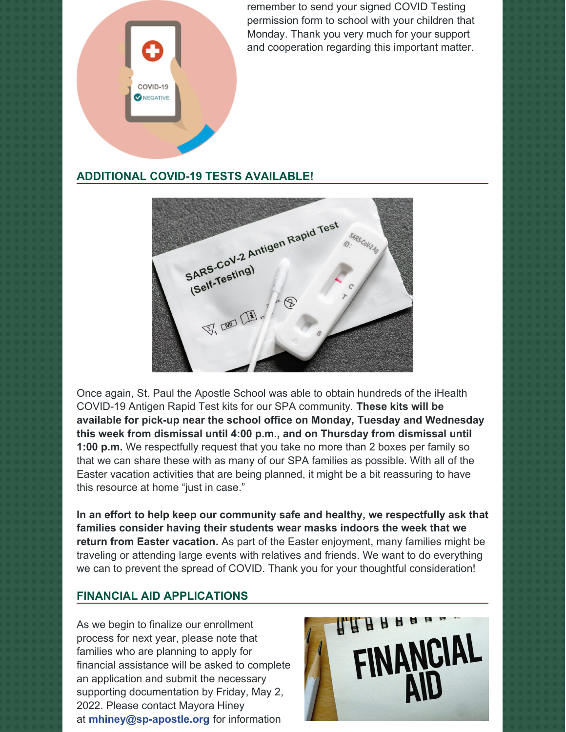remember to send your signed COVID Testing permission form to school with your children that Monday. Thank you very much for your support and cooperation regarding this important matter.

## ADDITIONAL COVID-19 TESTS AVAILABLE!

Once again, St. Paul the Apostle School was able to obtain hundreds of the iHealth COVID-19 Antigen Rapid Test kits for our SPA community. **These kits will be available for pick-up near the school office on Monday, Tuesday and Wednesday this week from dismissal until 4:00 p.m., and on Thursday from dismissal until 1:00 p.m.** We respectfully request that you take no more than 2 boxes per family so that we can share these with as many of our SPA families as possible. With all of the Easter vacation activities that are being planned, it might be a bit reassuring to have this resource at home "just in case."

**In an effort to help keep our community safe and healthy, we respectfully ask that families consider having their students wear masks indoors the week that we return from Easter vacation.** As part of the Easter enjoyment, many families might be traveling or attending large events with relatives and friends. We want to do everything we can to prevent the spread of COVID. Thank you for your thoughtful consideration!

## FINANCIAL AID APPLICATIONS

As we begin to finalize our enrollment process for next year, please note that families who are planning to apply for financial assistance will be asked to complete an application and submit the necessary supporting documentation by Friday, May 2, 2022. Please contact Mayora Hiney at **mhiney@sp-apostle.org** for information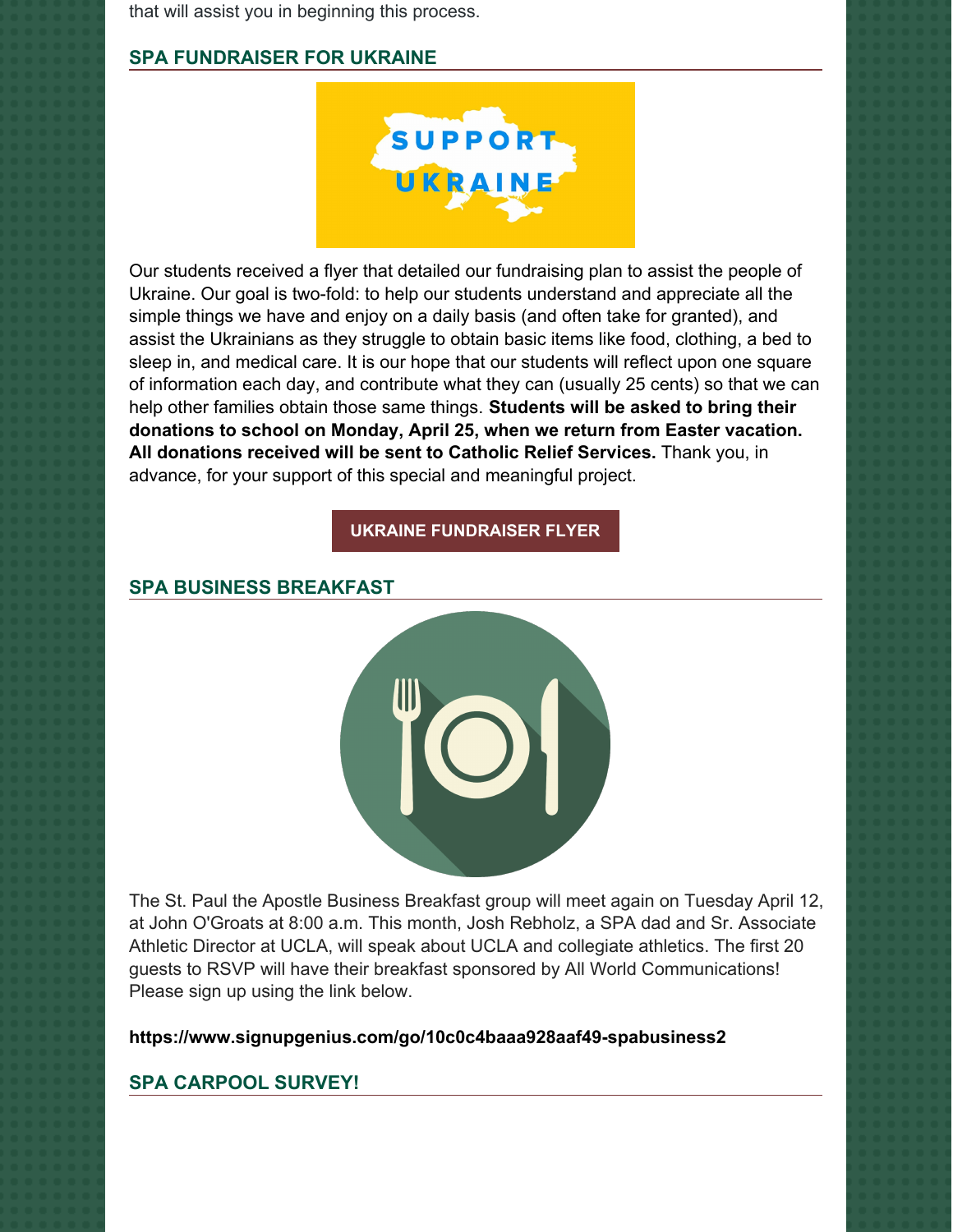that will assist you in beginning this process.

## SPA FUNDRAISER FOR UKRAINE

Our students received a flyer that detailed our fundraising plan to assist the people of Ukraine. Our goal is two-fold: to help our students understand and appreciate all the simple things we have and enjoy on a daily basis (and often take for granted), and assist the Ukrainians as they struggle to obtain basic items like food, clothing, a bed to sleep in, and medical care. It is our hope that our students will reflect upon one square of information each day, and contribute what they can (usually 25 cents) so that we can help other families obtain those same things. **Students will be asked to bring their donations to school on Monday, April 25, when we return from Easter vacation. All donations received will be sent to Catholic Relief Services.** Thank you, in advance, for your support of this special and meaningful project.

**UKRAINE FUNDRAISER FLYER**

## SPA BUSINESS BREAKFAST

The St. Paul the Apostle Business Breakfast group will meet again on Tuesday April 12, at John O'Groats at 8:00 a.m. This month, Josh Rebholz, a SPA dad and Sr. Associate Athletic Director at UCLA, will speak about UCLA and collegiate athletics. The first 20 guests to RSVP will have their breakfast sponsored by All World Communications! Please sign up using the link below.

**https://www.signupgenius.com/go/10c0c4baaa928aaf49-spabusiness2**

## SPA CARPOOL SURVEY!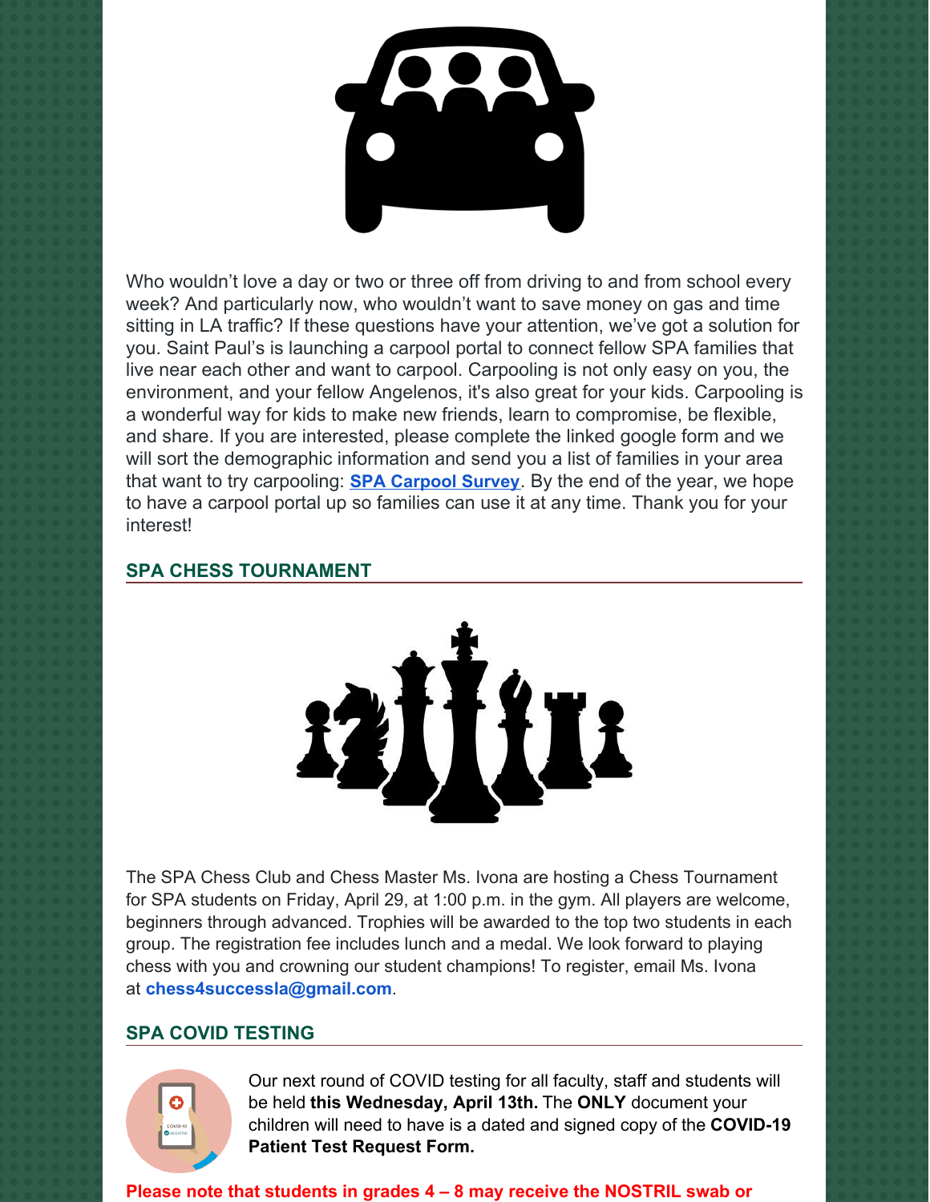Who wouldn't love a day or two or three off from driving to and from school every week? And particularly now, who wouldn't want to save money on gas and time sitting in LA traffic? If these questions have your attention, we've got a solution for you. Saint Paul's is launching a carpool portal to connect fellow SPA families that live near each other and want to carpool. Carpooling is not only easy on you, the environment, and your fellow Angelenos, it's also great for your kids. Carpooling is a wonderful way for kids to make new friends, learn to compromise, be flexible, and share. If you are interested, please complete the linked google form and we will sort the demographic information and send you a list of families in your area that want to try carpooling: **SPA Carpool Survey**. By the end of the year, we hope to have a carpool portal up so families can use it at any time. Thank you for your interest!

## SPA CHESS TOURNAMENT

The SPA Chess Club and Chess Master Ms. Ivona are hosting a Chess Tournament for SPA students on Friday, April 29, at 1:00 p.m. in the gym. All players are welcome, beginners through advanced. Trophies will be awarded to the top two students in each group. The registration fee includes lunch and a medal. We look forward to playing chess with you and crowning our student champions! To register, email Ms. Ivona at **chess4successla@gmail.com**.

## SPA COVID TESTING

Our next round of COVID testing for all faculty, staff and students will be held **this Wednesday, April 13th.** The **ONLY** document your children will need to have is a dated and signed copy of the **COVID-19 Patient Test Request Form.**

**Please note that students in grades 4 – 8 may receive the NOSTRIL swab or**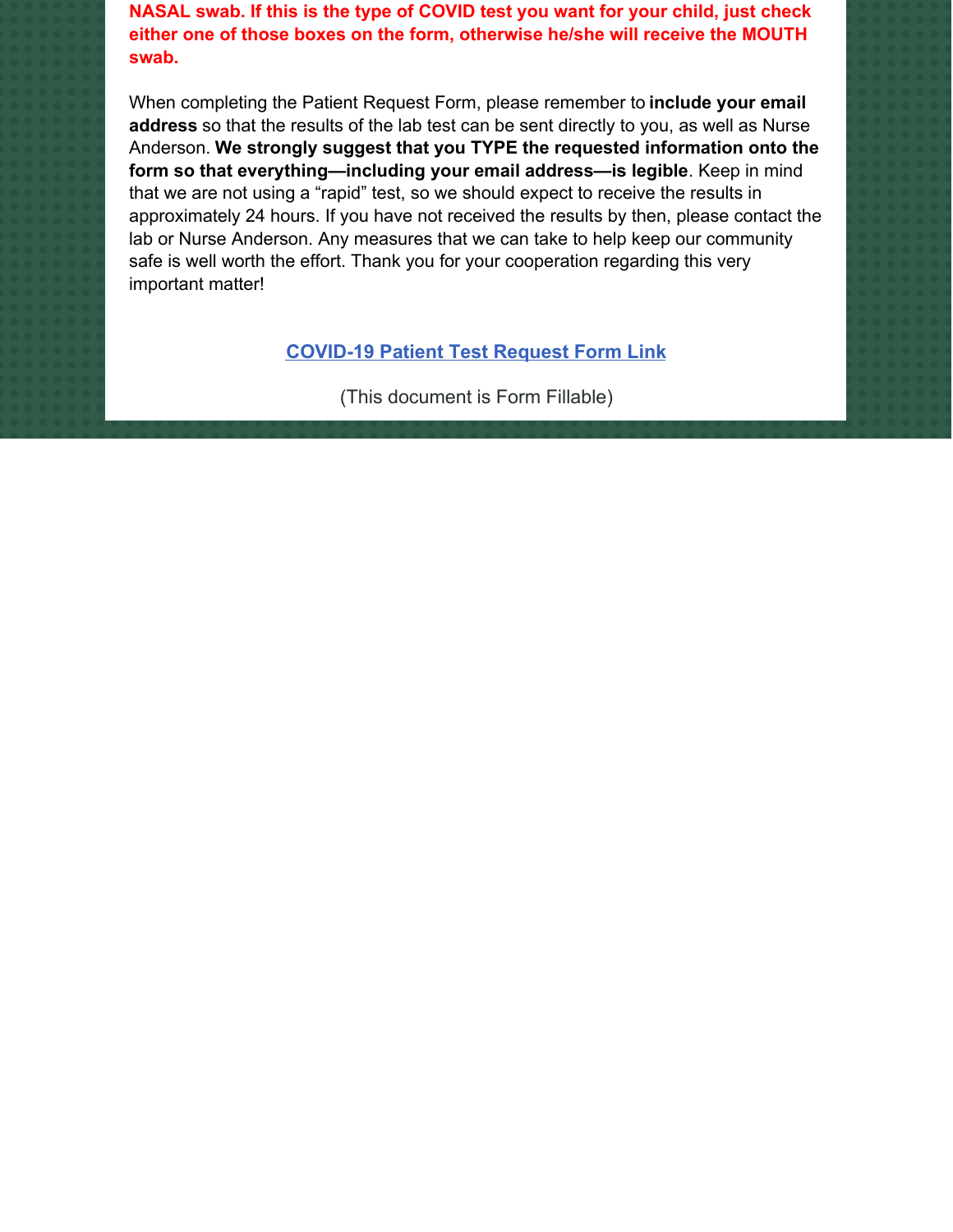**NASAL swab. If this is the type of COVID test you want for your child, just check either one of those boxes on the form, otherwise he/she will receive the MOUTH swab.**

When completing the Patient Request Form, please remember to **include your email address** so that the results of the lab test can be sent directly to you, as well as Nurse Anderson. **We strongly suggest that you TYPE the requested information onto the form so that everything—including your email address—is legible**. Keep in mind that we are not using a "rapid" test, so we should expect to receive the results in approximately 24 hours. If you have not received the results by then, please contact the lab or Nurse Anderson. Any measures that we can take to help keep our community safe is well worth the effort. Thank you for your cooperation regarding this very important matter!

**COVID-19 Patient Test Request Form Link**

(This document is Form Fillable)